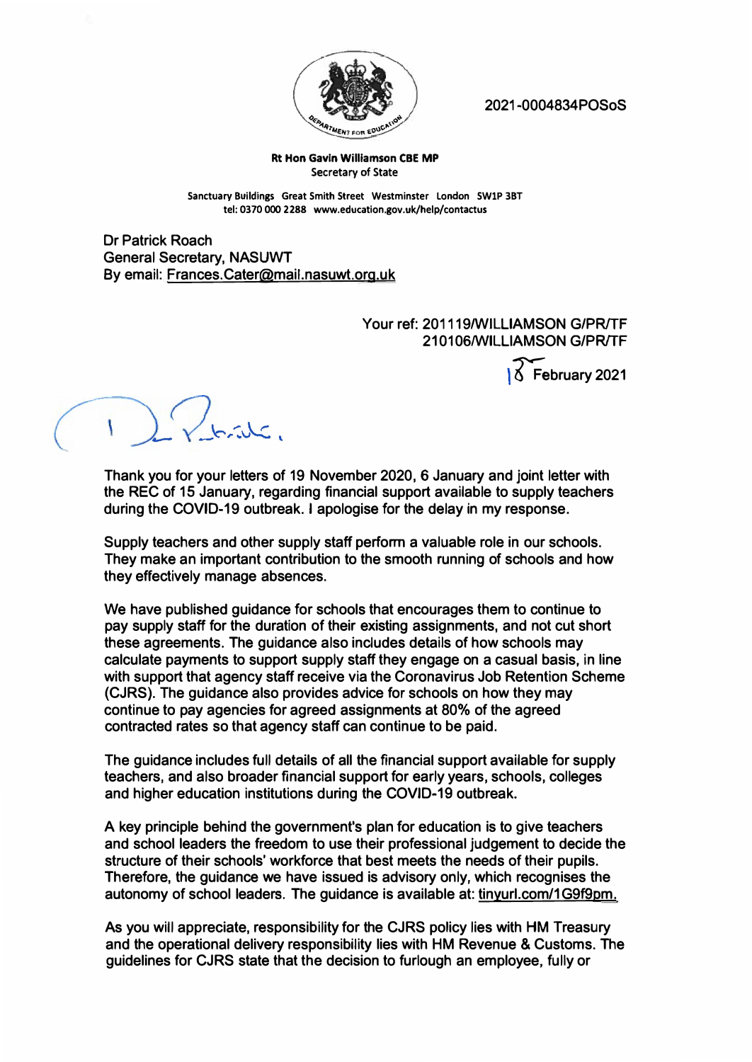2021-0004834POSoS

**Rt Hon Gavin Williamson CBE MP**
Secretary of State

**Sanctuary Buildings Great Smith Street Westminster London SW1P 3BT**
**tel: 0370 000 2288 www.education.gov.uk/help/contactus**

Dr Patrick Roach
General Secretary, NASUWT
By email: Frances.Cater@mail.nasuwt.org.uk

Your ref: 201119/WILLIAMSON G/PR/TF
210106/WILLIAMSON G/PR/TF

18 February 2021

Dr Patrick,

Thank you for your letters of 19 November 2020, 6 January and joint letter with the REC of 15 January, regarding financial support available to supply teachers during the COVID-19 outbreak. I apologise for the delay in my response.

Supply teachers and other supply staff perform a valuable role in our schools. They make an important contribution to the smooth running of schools and how they effectively manage absences.

We have published guidance for schools that encourages them to continue to pay supply staff for the duration of their existing assignments, and not cut short these agreements. The guidance also includes details of how schools may calculate payments to support supply staff they engage on a casual basis, in line with support that agency staff receive via the Coronavirus Job Retention Scheme (CJRS). The guidance also provides advice for schools on how they may continue to pay agencies for agreed assignments at 80% of the agreed contracted rates so that agency staff can continue to be paid.

The guidance includes full details of all the financial support available for supply teachers, and also broader financial support for early years, schools, colleges and higher education institutions during the COVID-19 outbreak.

A key principle behind the government's plan for education is to give teachers and school leaders the freedom to use their professional judgement to decide the structure of their schools' workforce that best meets the needs of their pupils. Therefore, the guidance we have issued is advisory only, which recognises the autonomy of school leaders. The guidance is available at: tinyurl.com/1G9f9pm.

As you will appreciate, responsibility for the CJRS policy lies with HM Treasury and the operational delivery responsibility lies with HM Revenue & Customs. The guidelines for CJRS state that the decision to furlough an employee, fully or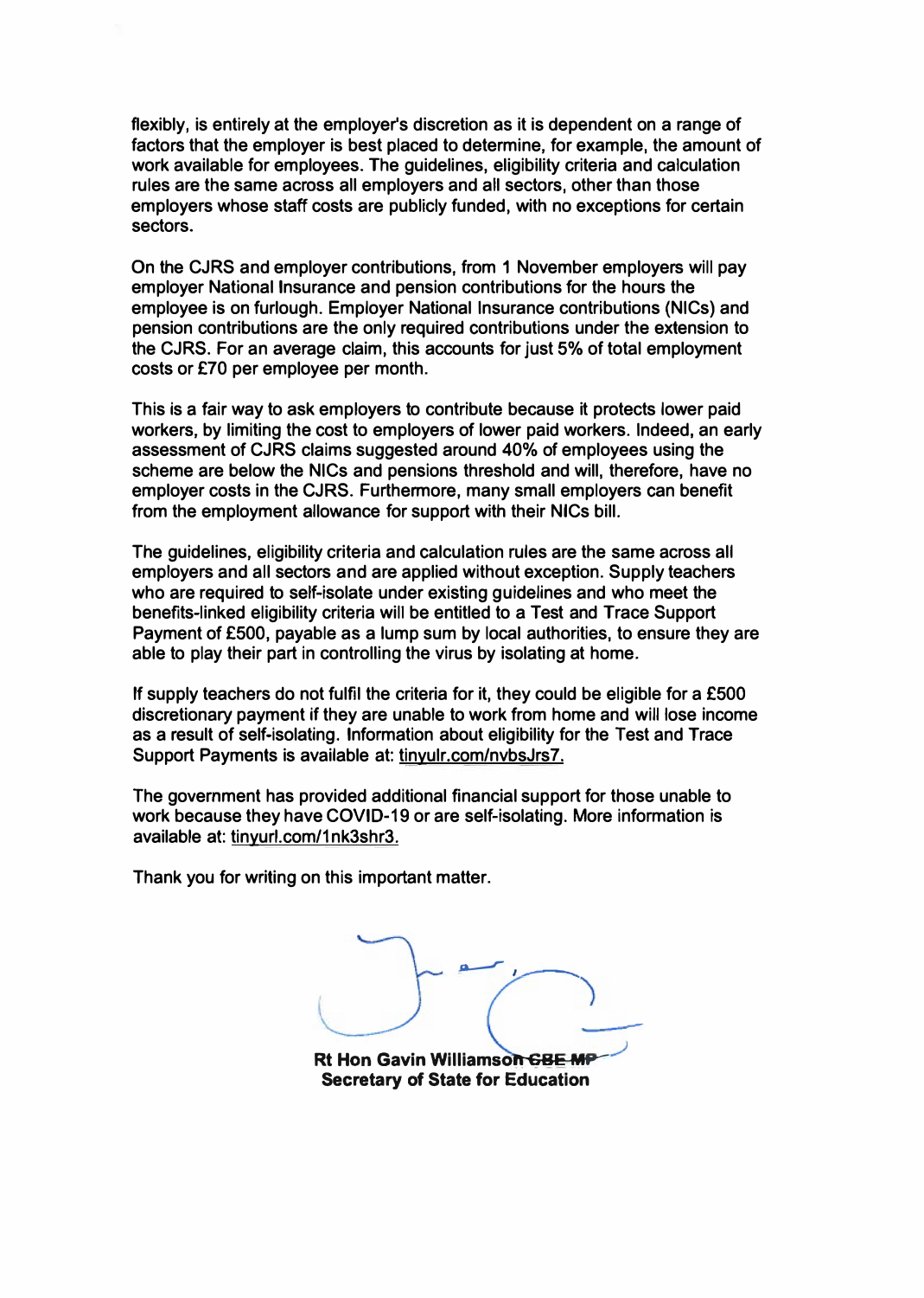flexibly, is entirely at the employer's discretion as it is dependent on a range of factors that the employer is best placed to determine, for example, the amount of work available for employees. The guidelines, eligibility criteria and calculation rules are the same across all employers and all sectors, other than those employers whose staff costs are publicly funded, with no exceptions for certain sectors.

On the CJRS and employer contributions, from 1 November employers will pay employer National Insurance and pension contributions for the hours the employee is on furlough. Employer National Insurance contributions (NICs) and pension contributions are the only required contributions under the extension to the CJRS. For an average claim, this accounts for just 5% of total employment costs or £70 per employee per month.

This is a fair way to ask employers to contribute because it protects lower paid workers, by limiting the cost to employers of lower paid workers. Indeed, an early assessment of CJRS claims suggested around 40% of employees using the scheme are below the NICs and pensions threshold and will, therefore, have no employer costs in the CJRS. Furthermore, many small employers can benefit from the employment allowance for support with their NICs bill.

The guidelines, eligibility criteria and calculation rules are the same across all employers and all sectors and are applied without exception. Supply teachers who are required to self-isolate under existing guidelines and who meet the benefits-linked eligibility criteria will be entitled to a Test and Trace Support Payment of £500, payable as a lump sum by local authorities, to ensure they are able to play their part in controlling the virus by isolating at home.

If supply teachers do not fulfil the criteria for it, they could be eligible for a £500 discretionary payment if they are unable to work from home and will lose income as a result of self-isolating. Information about eligibility for the Test and Trace Support Payments is available at: tinyulr.com/nvbsJrs7.

The government has provided additional financial support for those unable to work because they have COVID-19 or are self-isolating. More information is available at: tinyurl.com/1nk3shr3.

Thank you for writing on this important matter.

**Rt Hon Gavin Williamson ~~CBE MP~~**
**Secretary of State for Education**